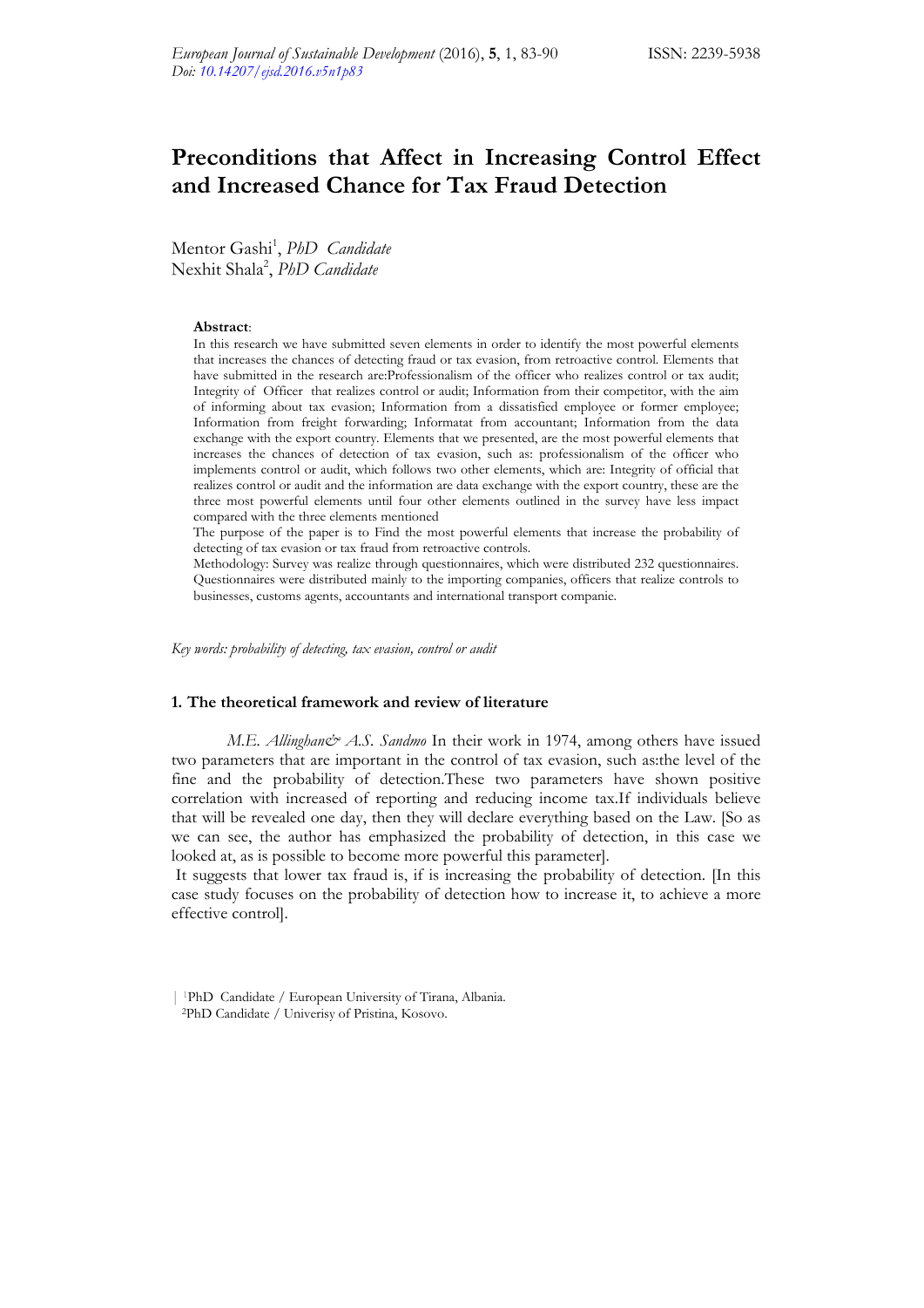# Preconditions that Affect in Increasing Control Effect and Increased Chance for Tax Fraud Detection

Mentor Gashi[1], *PhD Candidate*
Nexhit Shala[2], *PhD Candidate*

**Abstract**:

In this research we have submitted seven elements in order to identify the most powerful elements that increases the chances of detecting fraud or tax evasion, from retroactive control. Elements that have submitted in the research are:Professionalism of the officer who realizes control or tax audit; Integrity of Officer that realizes control or audit; Information from their competitor, with the aim of informing about tax evasion; Information from a dissatisfied employee or former employee; Information from freight forwarding; Informatat from accountant; Information from the data exchange with the export country. Elements that we presented, are the most powerful elements that increases the chances of detection of tax evasion, such as: professionalism of the officer who implements control or audit, which follows two other elements, which are: Integrity of official that realizes control or audit and the information are data exchange with the export country, these are the three most powerful elements until four other elements outlined in the survey have less impact compared with the three elements mentioned

The purpose of the paper is to Find the most powerful elements that increase the probability of detecting of tax evasion or tax fraud from retroactive controls.

Methodology: Survey was realize through questionnaires, which were distributed 232 questionnaires. Questionnaires were distributed mainly to the importing companies, officers that realize controls to businesses, customs agents, accountants and international transport companie.

*Key words: probability of detecting, tax evasion, control or audit*

## 1. The theoretical framework and review of literature

*M.E. Allinghan& A.S. Sandmo* In their work in 1974, among others have issued two parameters that are important in the control of tax evasion, such as:the level of the fine and the probability of detection.These two parameters have shown positive correlation with increased of reporting and reducing income tax.If individuals believe that will be revealed one day, then they will declare everything based on the Law. [So as we can see, the author has emphasized the probability of detection, in this case we looked at, as is possible to become more powerful this parameter].

It suggests that lower tax fraud is, if is increasing the probability of detection. [In this case study focuses on the probability of detection how to increase it, to achieve a more effective control].

[1]PhD Candidate / European University of Tirana, Albania.
[2]PhD Candidate / Univerisy of Pristina, Kosovo.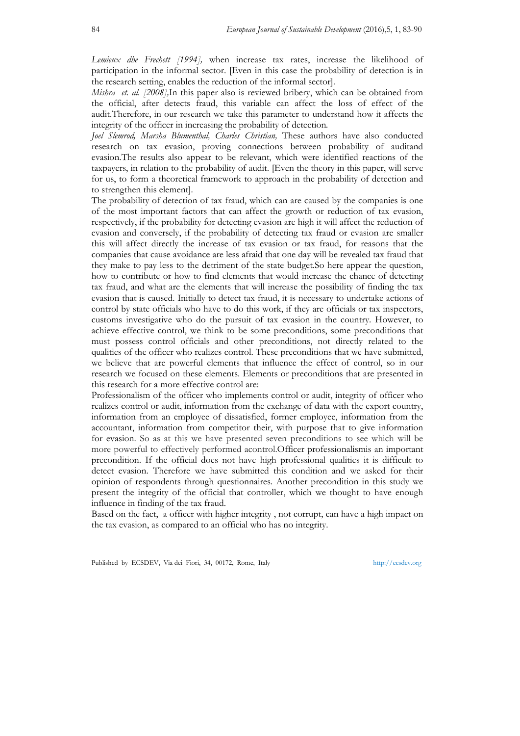*Lemieux dhe Frechett [1994],* when increase tax rates, increase the likelihood of participation in the informal sector. [Even in this case the probability of detection is in the research setting, enables the reduction of the informal sector].

*Mishra et. al. [2008],*In this paper also is reviewed bribery, which can be obtained from the official, after detects fraud, this variable can affect the loss of effect of the audit.Therefore, in our research we take this parameter to understand how it affects the integrity of the officer in increasing the probability of detection.

*Joel Slemrod, Marsha Blumenthal, Charles Christian,* These authors have also conducted research on tax evasion, proving connections between probability of auditand evasion.The results also appear to be relevant, which were identified reactions of the taxpayers, in relation to the probability of audit. [Even the theory in this paper, will serve for us, to form a theoretical framework to approach in the probability of detection and to strengthen this element].

The probability of detection of tax fraud, which can are caused by the companies is one of the most important factors that can affect the growth or reduction of tax evasion, respectively, if the probability for detecting evasion are high it will affect the reduction of evasion and conversely, if the probability of detecting tax fraud or evasion are smaller this will affect directly the increase of tax evasion or tax fraud, for reasons that the companies that cause avoidance are less afraid that one day will be revealed tax fraud that they make to pay less to the detriment of the state budget.So here appear the question, how to contribute or how to find elements that would increase the chance of detecting tax fraud, and what are the elements that will increase the possibility of finding the tax evasion that is caused. Initially to detect tax fraud, it is necessary to undertake actions of control by state officials who have to do this work, if they are officials or tax inspectors, customs investigative who do the pursuit of tax evasion in the country. However, to achieve effective control, we think to be some preconditions, some preconditions that must possess control officials and other preconditions, not directly related to the qualities of the officer who realizes control. These preconditions that we have submitted, we believe that are powerful elements that influence the effect of control, so in our research we focused on these elements. Elements or preconditions that are presented in this research for a more effective control are:

Professionalism of the officer who implements control or audit, integrity of officer who realizes control or audit, information from the exchange of data with the export country, information from an employee of dissatisfied, former employee, information from the accountant, information from competitor their, with purpose that to give information for evasion. So as at this we have presented seven preconditions to see which will be more powerful to effectively performed acontrol.Officer professionalismis an important precondition. If the official does not have high professional qualities it is difficult to detect evasion. Therefore we have submitted this condition and we asked for their opinion of respondents through questionnaires. Another precondition in this study we present the integrity of the official that controller, which we thought to have enough influence in finding of the tax fraud.

Based on the fact, a officer with higher integrity , not corrupt, can have a high impact on the tax evasion, as compared to an official who has no integrity.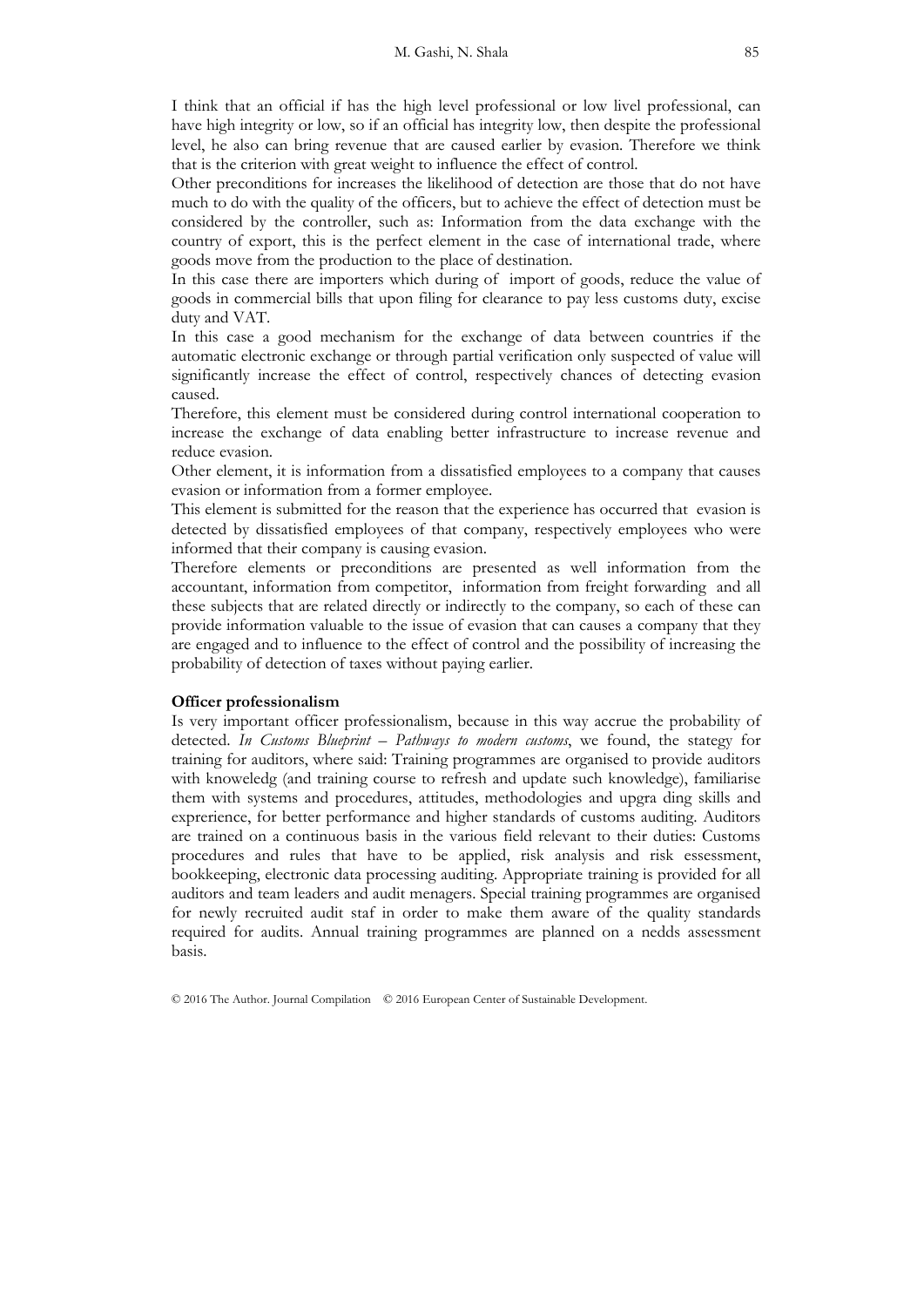I think that an official if has the high level professional or low livel professional, can have high integrity or low, so if an official has integrity low, then despite the professional level, he also can bring revenue that are caused earlier by evasion. Therefore we think that is the criterion with great weight to influence the effect of control.

Other preconditions for increases the likelihood of detection are those that do not have much to do with the quality of the officers, but to achieve the effect of detection must be considered by the controller, such as: Information from the data exchange with the country of export, this is the perfect element in the case of international trade, where goods move from the production to the place of destination.

In this case there are importers which during of import of goods, reduce the value of goods in commercial bills that upon filing for clearance to pay less customs duty, excise duty and VAT.

In this case a good mechanism for the exchange of data between countries if the automatic electronic exchange or through partial verification only suspected of value will significantly increase the effect of control, respectively chances of detecting evasion caused.

Therefore, this element must be considered during control international cooperation to increase the exchange of data enabling better infrastructure to increase revenue and reduce evasion.

Other element, it is information from a dissatisfied employees to a company that causes evasion or information from a former employee.

This element is submitted for the reason that the experience has occurred that evasion is detected by dissatisfied employees of that company, respectively employees who were informed that their company is causing evasion.

Therefore elements or preconditions are presented as well information from the accountant, information from competitor, information from freight forwarding and all these subjects that are related directly or indirectly to the company, so each of these can provide information valuable to the issue of evasion that can causes a company that they are engaged and to influence to the effect of control and the possibility of increasing the probability of detection of taxes without paying earlier.

**Officer professionalism**

Is very important officer professionalism, because in this way accrue the probability of detected. *In Customs Blueprint – Pathways to modern customs*, we found, the stategy for training for auditors, where said: Training programmes are organised to provide auditors with knoweledg (and training course to refresh and update such knowledge), familiarise them with systems and procedures, attitudes, methodologies and upgra ding skills and exprerience, for better performance and higher standards of customs auditing. Auditors are trained on a continuous basis in the various field relevant to their duties: Customs procedures and rules that have to be applied, risk analysis and risk essessment, bookkeeping, electronic data processing auditing. Appropriate training is provided for all auditors and team leaders and audit menagers. Special training programmes are organised for newly recruited audit staf in order to make them aware of the quality standards required for audits. Annual training programmes are planned on a nedds assessment basis.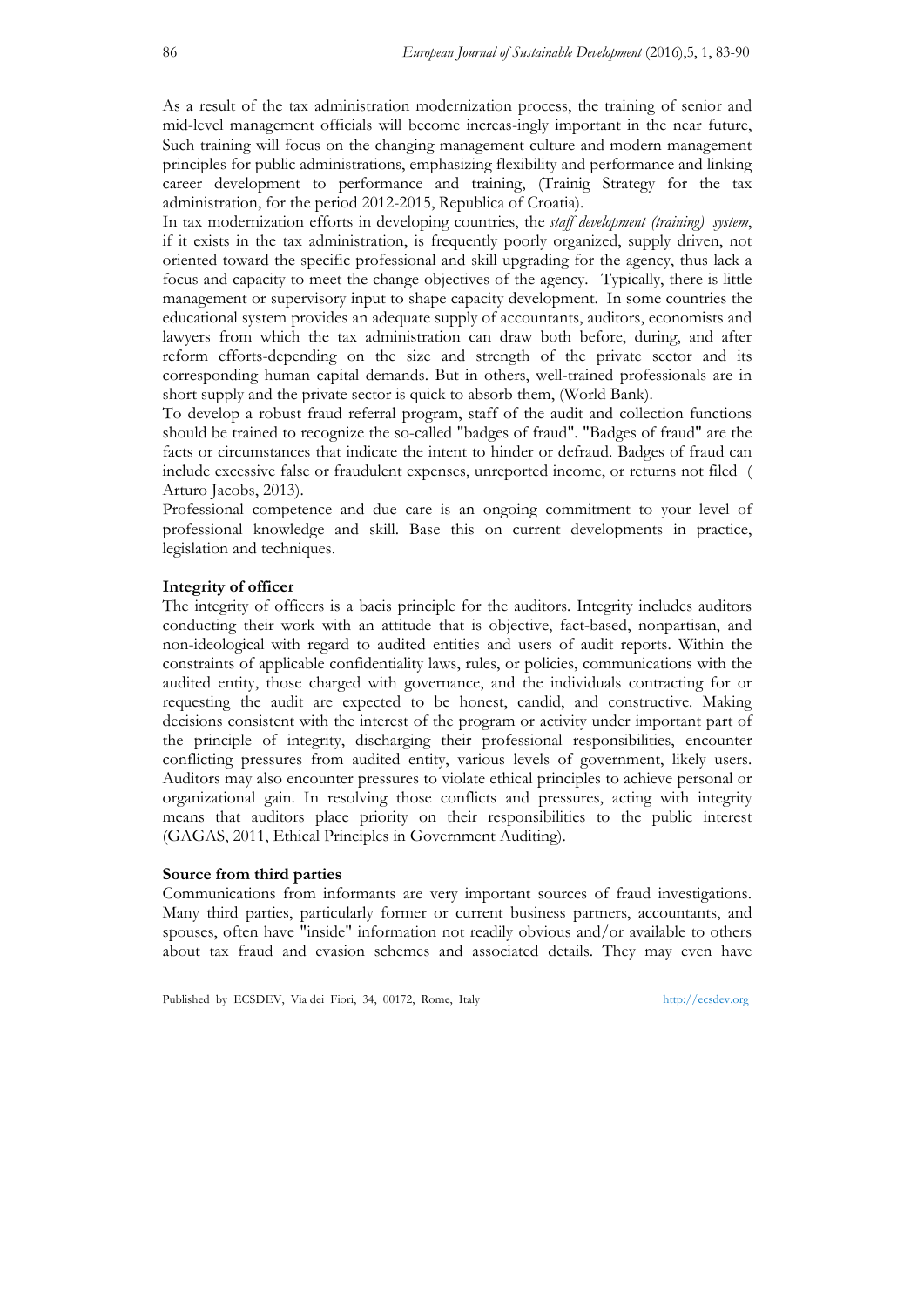As a result of the tax administration modernization process, the training of senior and mid-level management officials will become increas-ingly important in the near future, Such training will focus on the changing management culture and modern management principles for public administrations, emphasizing flexibility and performance and linking career development to performance and training, (Trainig Strategy for the tax administration, for the period 2012-2015, Republica of Croatia).

In tax modernization efforts in developing countries, the *staff development (training) system*, if it exists in the tax administration, is frequently poorly organized, supply driven, not oriented toward the specific professional and skill upgrading for the agency, thus lack a focus and capacity to meet the change objectives of the agency. Typically, there is little management or supervisory input to shape capacity development. In some countries the educational system provides an adequate supply of accountants, auditors, economists and lawyers from which the tax administration can draw both before, during, and after reform efforts-depending on the size and strength of the private sector and its corresponding human capital demands. But in others, well-trained professionals are in short supply and the private sector is quick to absorb them, (World Bank).

To develop a robust fraud referral program, staff of the audit and collection functions should be trained to recognize the so-called "badges of fraud". "Badges of fraud" are the facts or circumstances that indicate the intent to hinder or defraud. Badges of fraud can include excessive false or fraudulent expenses, unreported income, or returns not filed ( Arturo Jacobs, 2013).

Professional competence and due care is an ongoing commitment to your level of professional knowledge and skill. Base this on current developments in practice, legislation and techniques.

**Integrity of officer**

The integrity of officers is a bacis principle for the auditors. Integrity includes auditors conducting their work with an attitude that is objective, fact-based, nonpartisan, and non-ideological with regard to audited entities and users of audit reports. Within the constraints of applicable confidentiality laws, rules, or policies, communications with the audited entity, those charged with governance, and the individuals contracting for or requesting the audit are expected to be honest, candid, and constructive. Making decisions consistent with the interest of the program or activity under important part of the principle of integrity, discharging their professional responsibilities, encounter conflicting pressures from audited entity, various levels of government, likely users. Auditors may also encounter pressures to violate ethical principles to achieve personal or organizational gain. In resolving those conflicts and pressures, acting with integrity means that auditors place priority on their responsibilities to the public interest (GAGAS, 2011, Ethical Principles in Government Auditing).

**Source from third parties**

Communications from informants are very important sources of fraud investigations. Many third parties, particularly former or current business partners, accountants, and spouses, often have "inside" information not readily obvious and/or available to others about tax fraud and evasion schemes and associated details. They may even have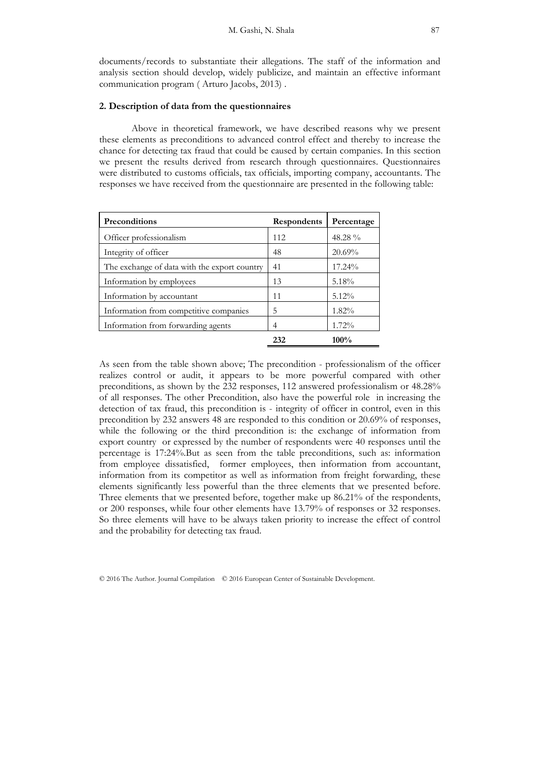documents/records to substantiate their allegations. The staff of the information and analysis section should develop, widely publicize, and maintain an effective informant communication program ( Arturo Jacobs, 2013) .

## 2. Description of data from the questionnaires

Above in theoretical framework, we have described reasons why we present these elements as preconditions to advanced control effect and thereby to increase the chance for detecting tax fraud that could be caused by certain companies. In this section we present the results derived from research through questionnaires. Questionnaires were distributed to customs officials, tax officials, importing company, accountants. The responses we have received from the questionnaire are presented in the following table:

| Preconditions | Respondents | Percentage |
|---|---|---|
| Officer professionalism | 112 | 48.28 % |
| Integrity of officer | 48 | 20.69% |
| The exchange of data with the export country | 41 | 17.24% |
| Information by employees | 13 | 5.18% |
| Information by accountant | 11 | 5.12% |
| Information from competitive companies | 5 | 1.82% |
| Information from forwarding agents | 4 | 1.72% |
| | **232** | **100%** |

As seen from the table shown above; The precondition - professionalism of the officer realizes control or audit, it appears to be more powerful compared with other preconditions, as shown by the 232 responses, 112 answered professionalism or 48.28% of all responses. The other Precondition, also have the powerful role in increasing the detection of tax fraud, this precondition is - integrity of officer in control, even in this precondition by 232 answers 48 are responded to this condition or 20.69% of responses, while the following or the third precondition is: the exchange of information from export country or expressed by the number of respondents were 40 responses until the percentage is 17:24%.But as seen from the table preconditions, such as: information from employee dissatisfied, former employees, then information from accountant, information from its competitor as well as information from freight forwarding, these elements significantly less powerful than the three elements that we presented before. Three elements that we presented before, together make up 86.21% of the respondents, or 200 responses, while four other elements have 13.79% of responses or 32 responses. So three elements will have to be always taken priority to increase the effect of control and the probability for detecting tax fraud.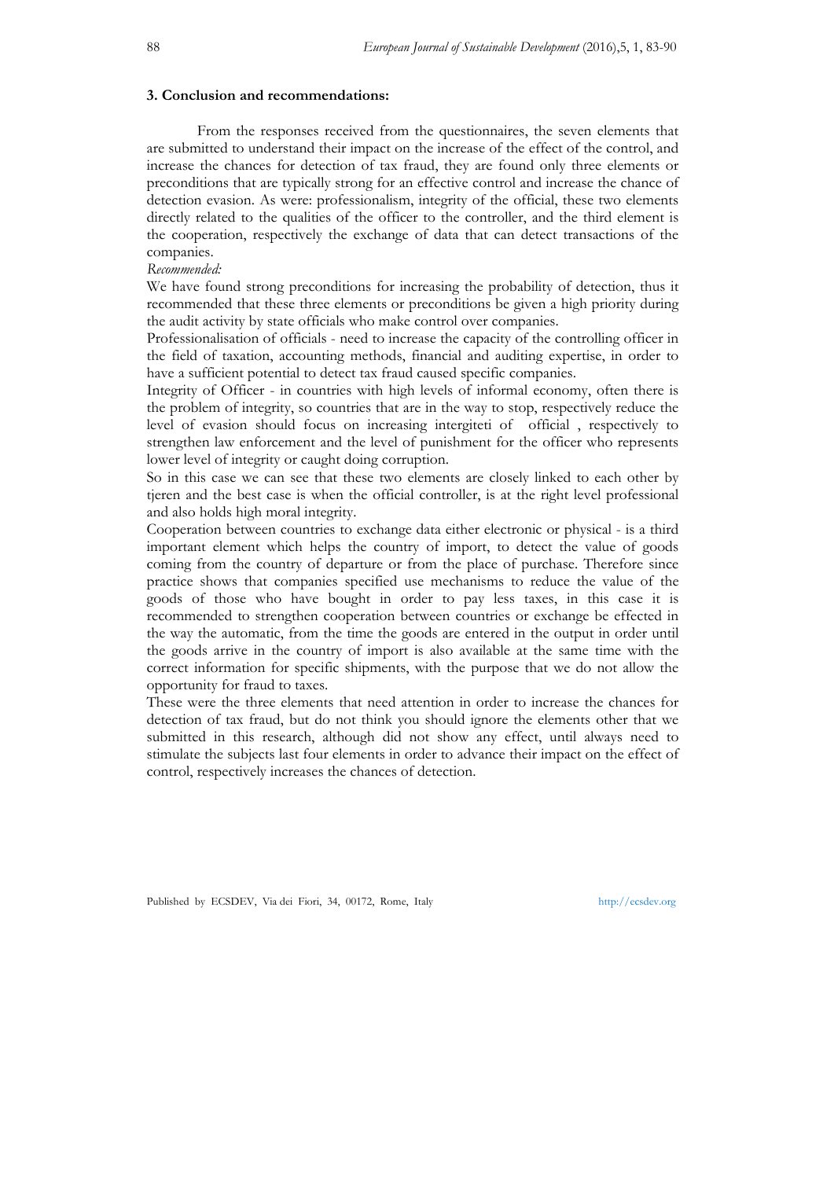### 3. Conclusion and recommendations:

From the responses received from the questionnaires, the seven elements that are submitted to understand their impact on the increase of the effect of the control, and increase the chances for detection of tax fraud, they are found only three elements or preconditions that are typically strong for an effective control and increase the chance of detection evasion. As were: professionalism, integrity of the official, these two elements directly related to the qualities of the officer to the controller, and the third element is the cooperation, respectively the exchange of data that can detect transactions of the companies.

*Recommended:*

We have found strong preconditions for increasing the probability of detection, thus it recommended that these three elements or preconditions be given a high priority during the audit activity by state officials who make control over companies.

Professionalisation of officials - need to increase the capacity of the controlling officer in the field of taxation, accounting methods, financial and auditing expertise, in order to have a sufficient potential to detect tax fraud caused specific companies.

Integrity of Officer - in countries with high levels of informal economy, often there is the problem of integrity, so countries that are in the way to stop, respectively reduce the level of evasion should focus on increasing intergiteti of official , respectively to strengthen law enforcement and the level of punishment for the officer who represents lower level of integrity or caught doing corruption.

So in this case we can see that these two elements are closely linked to each other by tjeren and the best case is when the official controller, is at the right level professional and also holds high moral integrity.

Cooperation between countries to exchange data either electronic or physical - is a third important element which helps the country of import, to detect the value of goods coming from the country of departure or from the place of purchase. Therefore since practice shows that companies specified use mechanisms to reduce the value of the goods of those who have bought in order to pay less taxes, in this case it is recommended to strengthen cooperation between countries or exchange be effected in the way the automatic, from the time the goods are entered in the output in order until the goods arrive in the country of import is also available at the same time with the correct information for specific shipments, with the purpose that we do not allow the opportunity for fraud to taxes.

These were the three elements that need attention in order to increase the chances for detection of tax fraud, but do not think you should ignore the elements other that we submitted in this research, although did not show any effect, until always need to stimulate the subjects last four elements in order to advance their impact on the effect of control, respectively increases the chances of detection.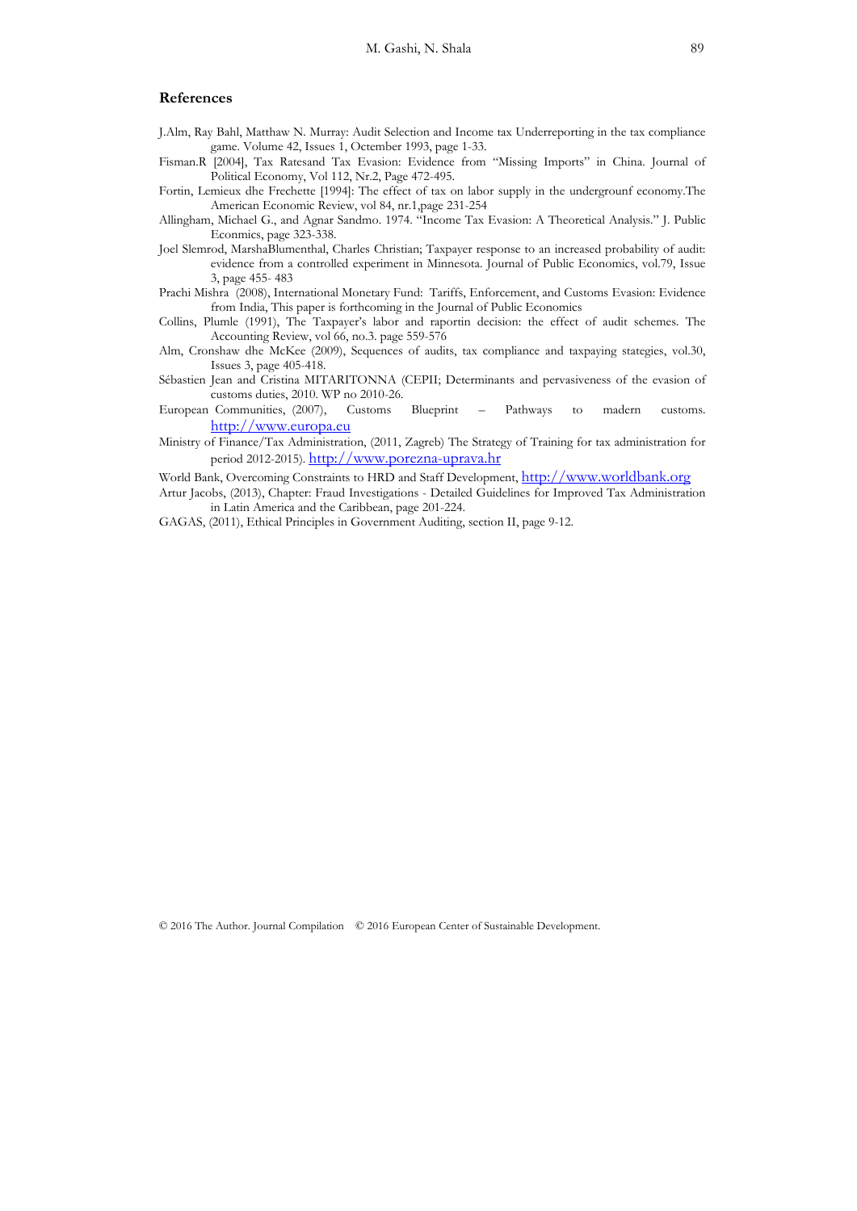## References

J.Alm, Ray Bahl, Matthaw N. Murray: Audit Selection and Income tax Underreporting in the tax compliance game. Volume 42, Issues 1, Octember 1993, page 1-33.

Fisman.R [2004], Tax Ratesand Tax Evasion: Evidence from "Missing Imports" in China. Journal of Political Economy, Vol 112, Nr.2, Page 472-495.

Fortin, Lemieux dhe Frechette [1994]: The effect of tax on labor supply in the undergrounf economy.The American Economic Review, vol 84, nr.1,page 231-254

Allingham, Michael G., and Agnar Sandmo. 1974. "Income Tax Evasion: A Theoretical Analysis." J. Public Econmics, page 323-338.

Joel Slemrod, MarshaBlumenthal, Charles Christian; Taxpayer response to an increased probability of audit: evidence from a controlled experiment in Minnesota. Journal of Public Economics, vol.79, Issue 3, page 455- 483

Prachi Mishra (2008), International Monetary Fund: Tariffs, Enforcement, and Customs Evasion: Evidence from India, This paper is forthcoming in the Journal of Public Economics

Collins, Plumle (1991), The Taxpayer's labor and raportin decision: the effect of audit schemes. The Accounting Review, vol 66, no.3. page 559-576

Alm, Cronshaw dhe McKee (2009), Sequences of audits, tax compliance and taxpaying stategies, vol.30, Issues 3, page 405-418.

Sébastien Jean and Cristina MITARITONNA (CEPII; Determinants and pervasiveness of the evasion of customs duties, 2010. WP no 2010-26.

European Communities, (2007), Customs Blueprint – Pathways to madern customs. http://www.europa.eu

Ministry of Finance/Tax Administration, (2011, Zagreb) The Strategy of Training for tax administration for period 2012-2015). http://www.porezna-uprava.hr

World Bank, Overcoming Constraints to HRD and Staff Development, http://www.worldbank.org

Artur Jacobs, (2013), Chapter: Fraud Investigations - Detailed Guidelines for Improved Tax Administration in Latin America and the Caribbean, page 201-224.

GAGAS, (2011), Ethical Principles in Government Auditing, section II, page 9-12.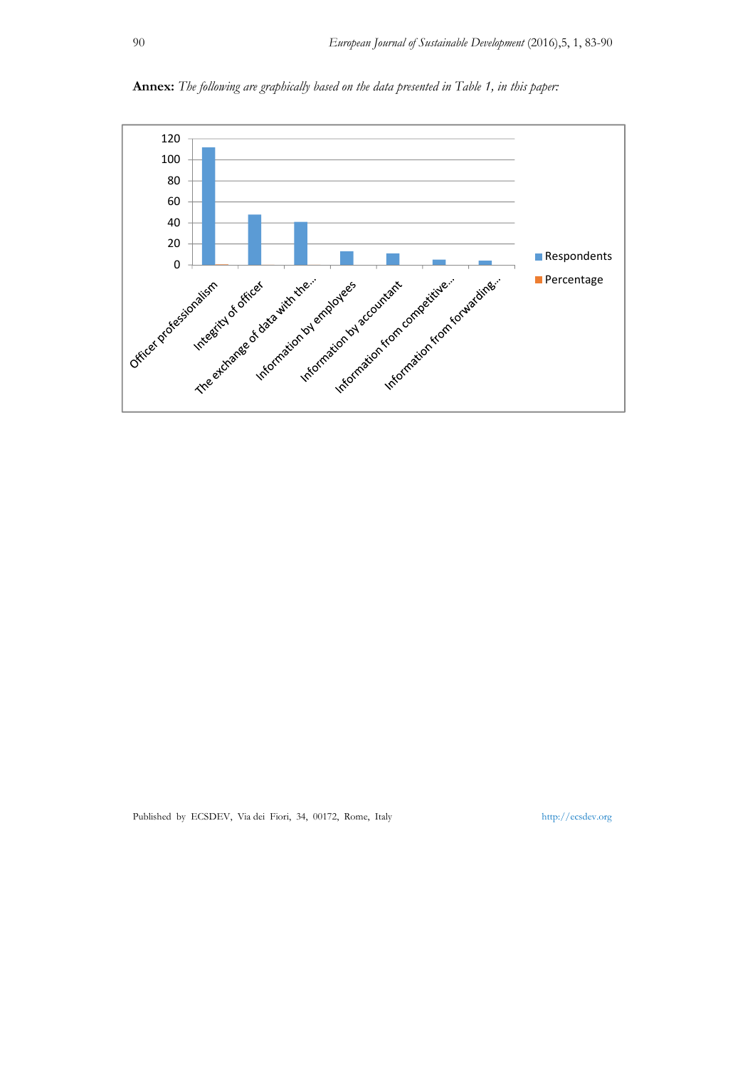**Annex:** *The following are graphically based on the data presented in Table 1, in this paper:*

120
100
80
60
40
20
0

Officer professionalism
Integrity of officer
The exchange of data with the...
Information by employees
Information by accountant
Information from competitive...
Information from forwarding...

Respondents
Percentage